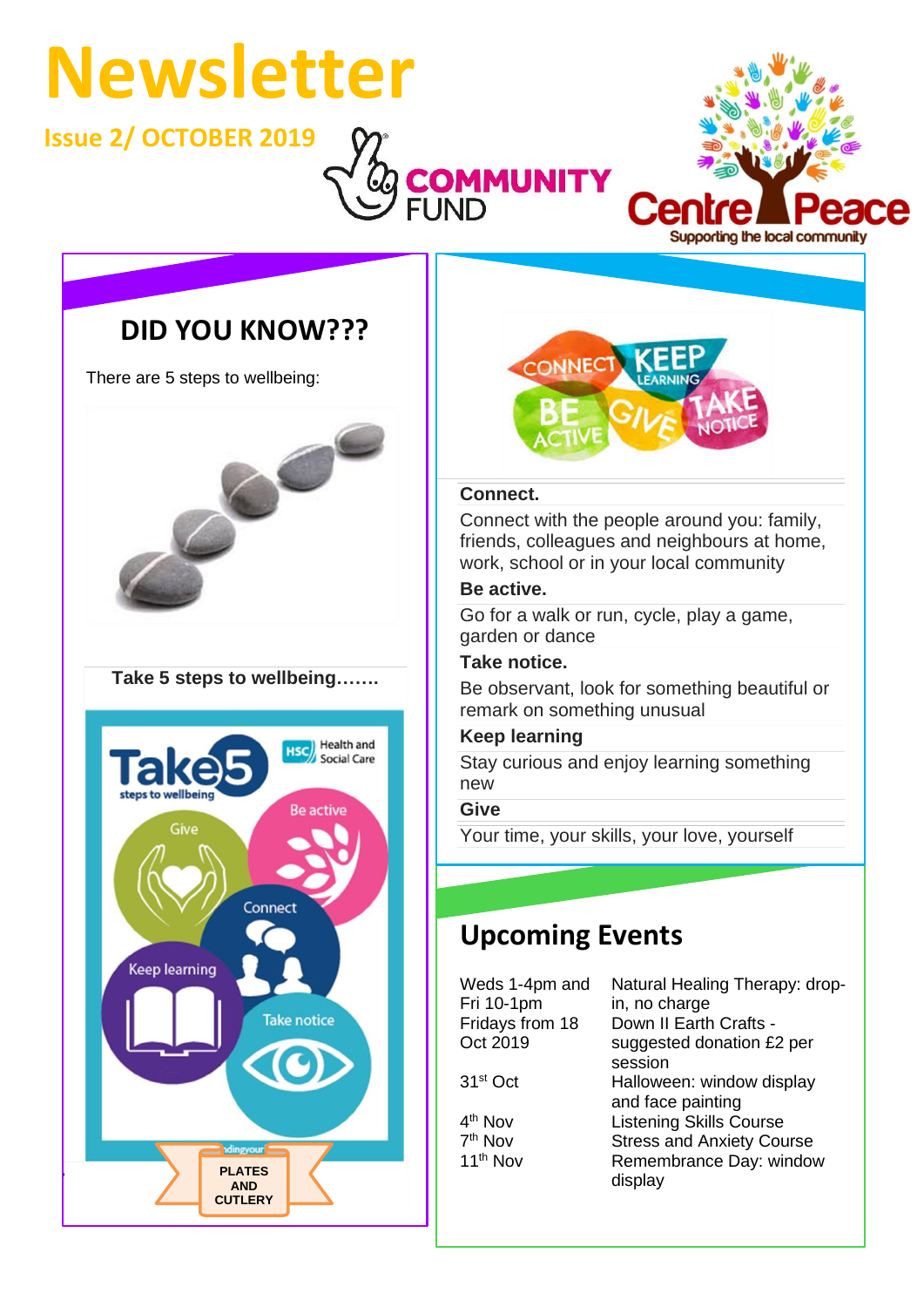# Newsletter

**Issue 2/ OCTOBER 2019**

## DID YOU KNOW???

There are 5 steps to wellbeing:

**Take 5 steps to wellbeing…….**

**Connect.**

Connect with the people around you: family, friends, colleagues and neighbours at home, work, school or in your local community

**Be active.**

Go for a walk or run, cycle, play a game, garden or dance

**Take notice.**

Be observant, look for something beautiful or remark on something unusual

**Keep learning**

Stay curious and enjoy learning something new

**Give**

Your time, your skills, your love, yourself

## Upcoming Events

| | |
|---|---|
| Weds 1-4pm and Fri 10-1pm | Natural Healing Therapy: drop-in, no charge |
| Fridays from 18 Oct 2019 | Down II Earth Crafts - suggested donation £2 per session |
| 31st Oct | Halloween: window display and face painting |
| 4th Nov | Listening Skills Course |
| 7th Nov | Stress and Anxiety Course |
| 11th Nov | Remembrance Day: window display |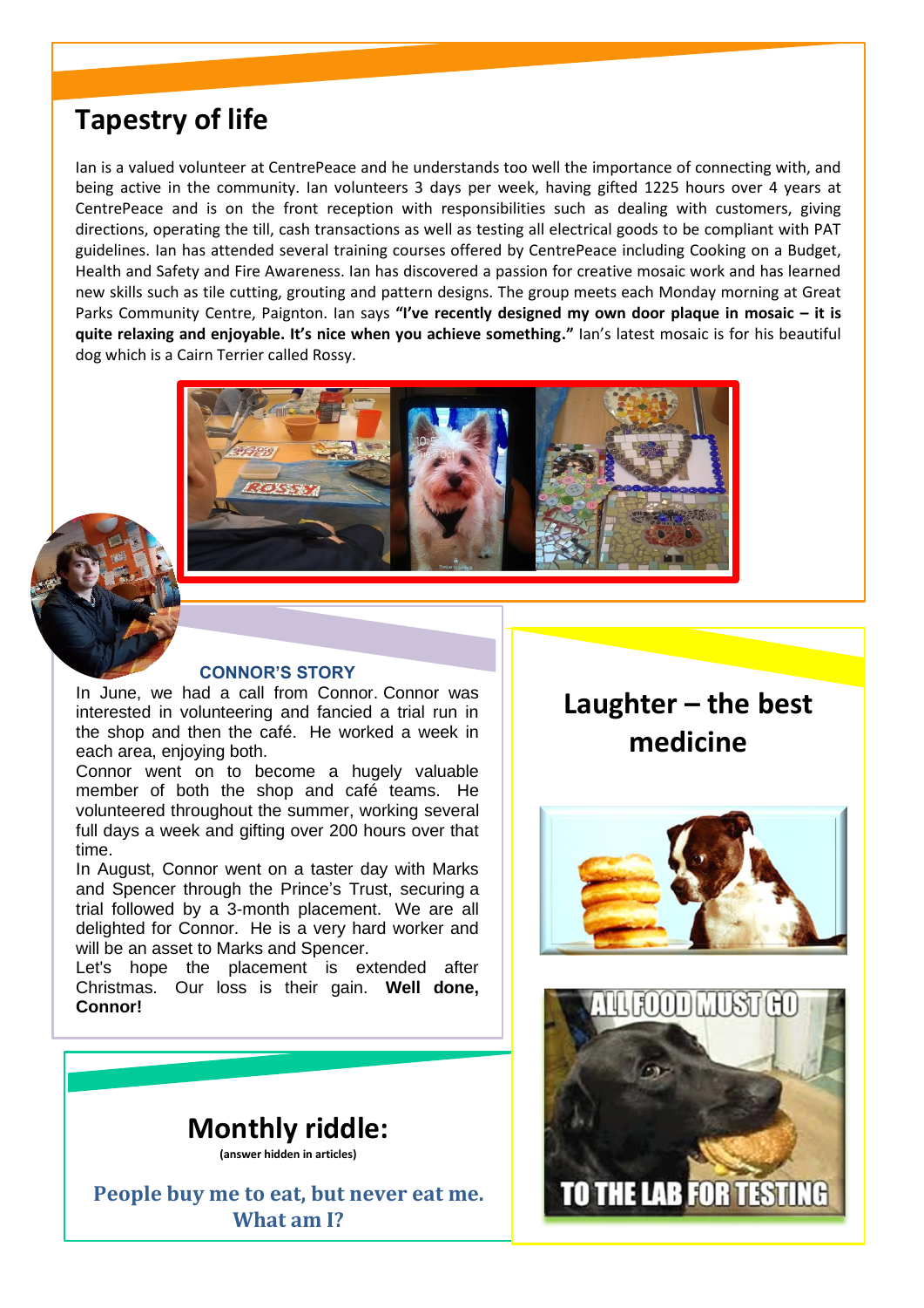## Tapestry of life

Ian is a valued volunteer at CentrePeace and he understands too well the importance of connecting with, and being active in the community. Ian volunteers 3 days per week, having gifted 1225 hours over 4 years at CentrePeace and is on the front reception with responsibilities such as dealing with customers, giving directions, operating the till, cash transactions as well as testing all electrical goods to be compliant with PAT guidelines. Ian has attended several training courses offered by CentrePeace including Cooking on a Budget, Health and Safety and Fire Awareness. Ian has discovered a passion for creative mosaic work and has learned new skills such as tile cutting, grouting and pattern designs. The group meets each Monday morning at Great Parks Community Centre, Paignton. Ian says **"I've recently designed my own door plaque in mosaic – it is quite relaxing and enjoyable. It's nice when you achieve something."** Ian's latest mosaic is for his beautiful dog which is a Cairn Terrier called Rossy.

### CONNOR'S STORY

In June, we had a call from Connor. Connor was interested in volunteering and fancied a trial run in the shop and then the café. He worked a week in each area, enjoying both.

Connor went on to become a hugely valuable member of both the shop and café teams. He volunteered throughout the summer, working several full days a week and gifting over 200 hours over that time.

In August, Connor went on a taster day with Marks and Spencer through the Prince's Trust, securing a trial followed by a 3-month placement. We are all delighted for Connor. He is a very hard worker and will be an asset to Marks and Spencer.

Let's hope the placement is extended after Christmas. Our loss is their gain. **Well done, Connor!**

## Monthly riddle:

**(answer hidden in articles)**

**People buy me to eat, but never eat me. What am I?**

## Laughter – the best medicine

ALL FOOD MUST GO

TO THE LAB FOR TESTING